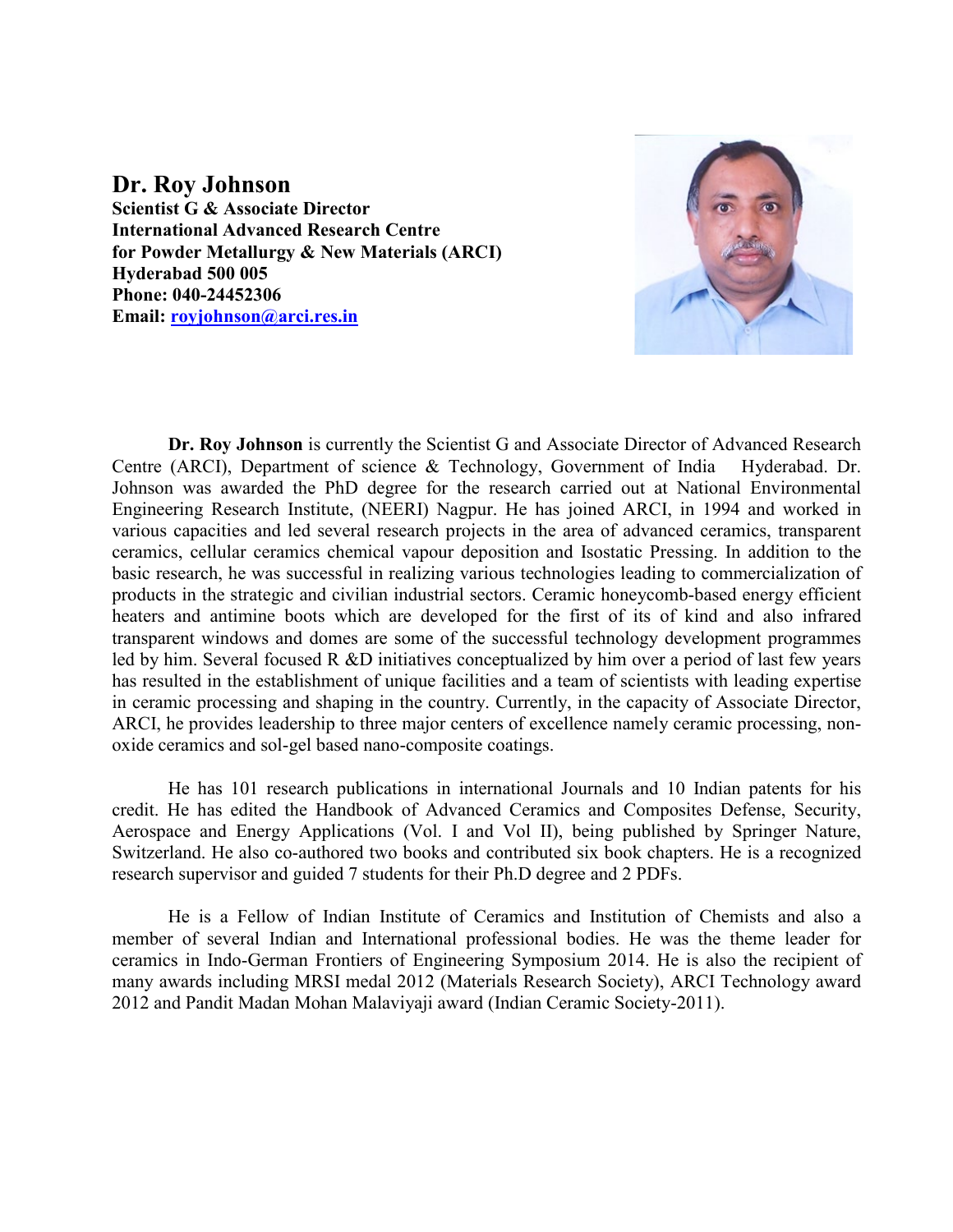# Dr. Roy Johnson

**Scientist G & Associate Director**
**International Advanced Research Centre**
**for Powder Metallurgy & New Materials (ARCI)**
**Hyderabad 500 005**
**Phone: 040-24452306**
**Email: royjohnson@arci.res.in**

**Dr. Roy Johnson** is currently the Scientist G and Associate Director of Advanced Research Centre (ARCI), Department of science & Technology, Government of India Hyderabad. Dr. Johnson was awarded the PhD degree for the research carried out at National Environmental Engineering Research Institute, (NEERI) Nagpur. He has joined ARCI, in 1994 and worked in various capacities and led several research projects in the area of advanced ceramics, transparent ceramics, cellular ceramics chemical vapour deposition and Isostatic Pressing. In addition to the basic research, he was successful in realizing various technologies leading to commercialization of products in the strategic and civilian industrial sectors. Ceramic honeycomb-based energy efficient heaters and antimine boots which are developed for the first of its of kind and also infrared transparent windows and domes are some of the successful technology development programmes led by him. Several focused R &D initiatives conceptualized by him over a period of last few years has resulted in the establishment of unique facilities and a team of scientists with leading expertise in ceramic processing and shaping in the country. Currently, in the capacity of Associate Director, ARCI, he provides leadership to three major centers of excellence namely ceramic processing, non-oxide ceramics and sol-gel based nano-composite coatings.

He has 101 research publications in international Journals and 10 Indian patents for his credit. He has edited the Handbook of Advanced Ceramics and Composites Defense, Security, Aerospace and Energy Applications (Vol. I and Vol II), being published by Springer Nature, Switzerland. He also co-authored two books and contributed six book chapters. He is a recognized research supervisor and guided 7 students for their Ph.D degree and 2 PDFs.

He is a Fellow of Indian Institute of Ceramics and Institution of Chemists and also a member of several Indian and International professional bodies. He was the theme leader for ceramics in Indo-German Frontiers of Engineering Symposium 2014. He is also the recipient of many awards including MRSI medal 2012 (Materials Research Society), ARCI Technology award 2012 and Pandit Madan Mohan Malaviyaji award (Indian Ceramic Society-2011).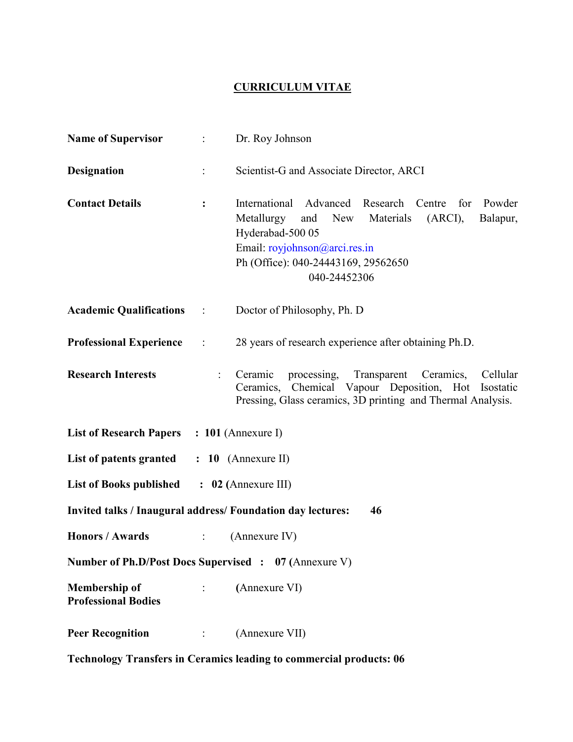# CURRICULUM VITAE

**Name of Supervisor** : Dr. Roy Johnson

**Designation** : Scientist-G and Associate Director, ARCI

**Contact Details** : International Advanced Research Centre for Powder Metallurgy and New Materials (ARCI), Balapur, Hyderabad-500 05
Email: royjohnson@arci.res.in
Ph (Office): 040-24443169, 29562650
040-24452306

**Academic Qualifications** : Doctor of Philosophy, Ph. D

**Professional Experience** : 28 years of research experience after obtaining Ph.D.

**Research Interests** : Ceramic processing, Transparent Ceramics, Cellular Ceramics, Chemical Vapour Deposition, Hot Isostatic Pressing, Glass ceramics, 3D printing and Thermal Analysis.

**List of Research Papers : 101** (Annexure I)

**List of patents granted : 10** (Annexure II)

**List of Books published : 02** (Annexure III)

**Invited talks / Inaugural address/ Foundation day lectures: 46**

**Honors / Awards** : (Annexure IV)

**Number of Ph.D/Post Docs Supervised : 07** (Annexure V)

**Membership of Professional Bodies** : (Annexure VI)

**Peer Recognition** : (Annexure VII)

**Technology Transfers in Ceramics leading to commercial products: 06**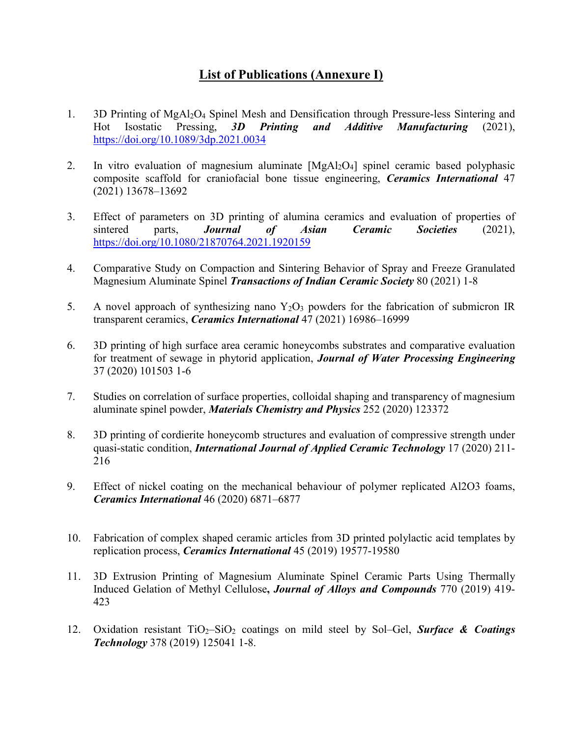## List of Publications (Annexure I)

1. 3D Printing of $MgAl_2O_4$ Spinel Mesh and Densification through Pressure-less Sintering and Hot Isostatic Pressing, ***3D Printing and Additive Manufacturing*** (2021), https://doi.org/10.1089/3dp.2021.0034

2. In vitro evaluation of magnesium aluminate [$MgAl_2O_4$] spinel ceramic based polyphasic composite scaffold for craniofacial bone tissue engineering, ***Ceramics International*** 47 (2021) 13678–13692

3. Effect of parameters on 3D printing of alumina ceramics and evaluation of properties of sintered parts, ***Journal of Asian Ceramic Societies*** (2021), https://doi.org/10.1080/21870764.2021.1920159

4. Comparative Study on Compaction and Sintering Behavior of Spray and Freeze Granulated Magnesium Aluminate Spinel ***Transactions of Indian Ceramic Society*** 80 (2021) 1-8

5. A novel approach of synthesizing nano $Y_2O_3$ powders for the fabrication of submicron IR transparent ceramics, ***Ceramics International*** 47 (2021) 16986–16999

6. 3D printing of high surface area ceramic honeycombs substrates and comparative evaluation for treatment of sewage in phytorid application, ***Journal of Water Processing Engineering*** 37 (2020) 101503 1-6

7. Studies on correlation of surface properties, colloidal shaping and transparency of magnesium aluminate spinel powder, ***Materials Chemistry and Physics*** 252 (2020) 123372

8. 3D printing of cordierite honeycomb structures and evaluation of compressive strength under quasi-static condition, ***International Journal of Applied Ceramic Technology*** 17 (2020) 211-216

9. Effect of nickel coating on the mechanical behaviour of polymer replicated Al2O3 foams, ***Ceramics International*** 46 (2020) 6871–6877

10. Fabrication of complex shaped ceramic articles from 3D printed polylactic acid templates by replication process, ***Ceramics International*** 45 (2019) 19577-19580

11. 3D Extrusion Printing of Magnesium Aluminate Spinel Ceramic Parts Using Thermally Induced Gelation of Methyl Cellulose**,** ***Journal of Alloys and Compounds*** 770 (2019) 419-423

12. Oxidation resistant $TiO_2$–$SiO_2$ coatings on mild steel by Sol–Gel, ***Surface & Coatings Technology*** 378 (2019) 125041 1-8.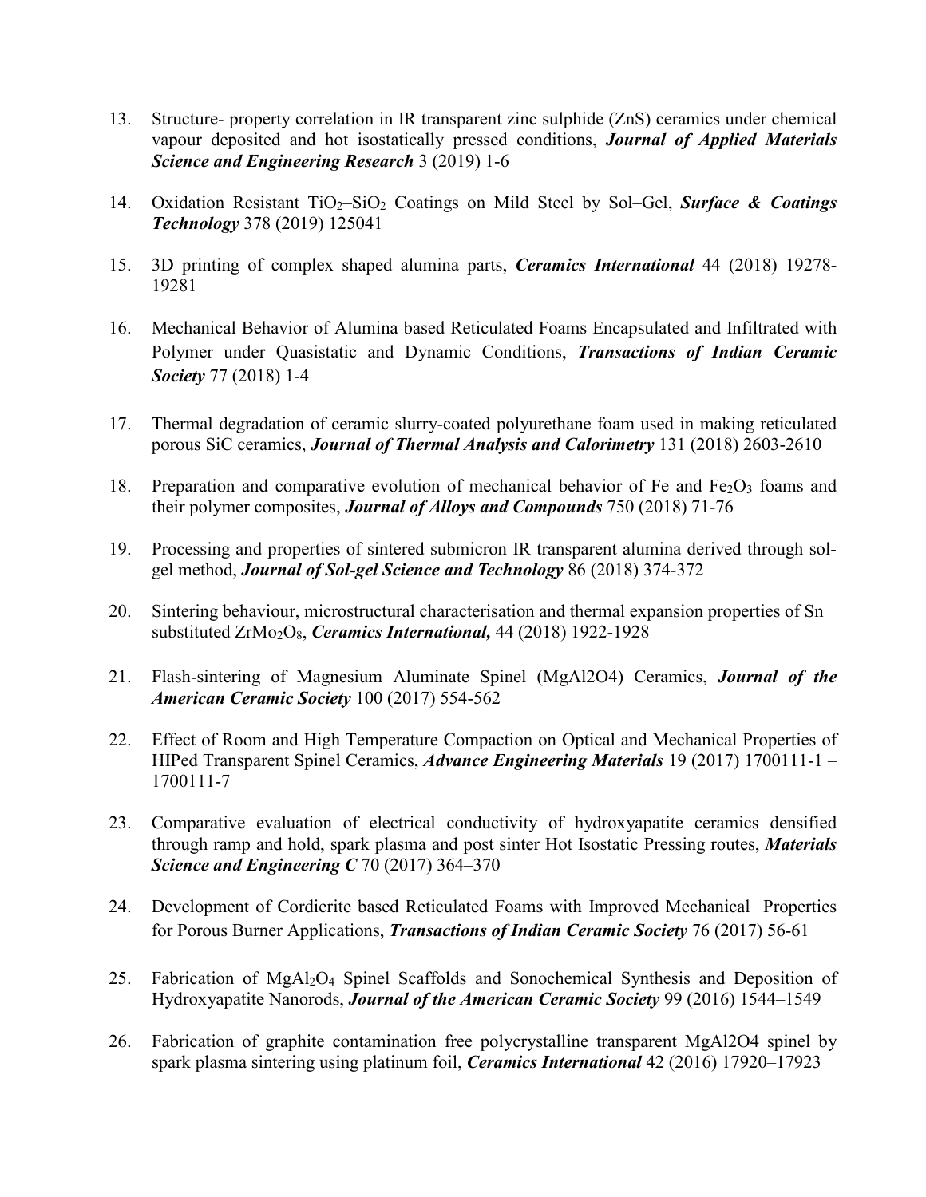13. Structure- property correlation in IR transparent zinc sulphide (ZnS) ceramics under chemical vapour deposited and hot isostatically pressed conditions, ***Journal of Applied Materials Science and Engineering Research*** 3 (2019) 1-6

14. Oxidation Resistant $TiO_2$–$SiO_2$ Coatings on Mild Steel by Sol–Gel, ***Surface & Coatings Technology*** 378 (2019) 125041

15. 3D printing of complex shaped alumina parts, ***Ceramics International*** 44 (2018) 19278-19281

16. Mechanical Behavior of Alumina based Reticulated Foams Encapsulated and Infiltrated with Polymer under Quasistatic and Dynamic Conditions, ***Transactions of Indian Ceramic Society*** 77 (2018) 1-4

17. Thermal degradation of ceramic slurry-coated polyurethane foam used in making reticulated porous SiC ceramics, ***Journal of Thermal Analysis and Calorimetry*** 131 (2018) 2603-2610

18. Preparation and comparative evolution of mechanical behavior of Fe and $Fe_2O_3$ foams and their polymer composites, ***Journal of Alloys and Compounds*** 750 (2018) 71-76

19. Processing and properties of sintered submicron IR transparent alumina derived through sol-gel method, ***Journal of Sol-gel Science and Technology*** 86 (2018) 374-372

20. Sintering behaviour, microstructural characterisation and thermal expansion properties of Sn substituted $ZrMo_2O_8$, ***Ceramics International,*** 44 (2018) 1922-1928

21. Flash-sintering of Magnesium Aluminate Spinel (MgAl2O4) Ceramics, ***Journal of the American Ceramic Society*** 100 (2017) 554-562

22. Effect of Room and High Temperature Compaction on Optical and Mechanical Properties of HIPed Transparent Spinel Ceramics, ***Advance Engineering Materials*** 19 (2017) 1700111-1 – 1700111-7

23. Comparative evaluation of electrical conductivity of hydroxyapatite ceramics densified through ramp and hold, spark plasma and post sinter Hot Isostatic Pressing routes, ***Materials Science and Engineering C*** 70 (2017) 364–370

24. Development of Cordierite based Reticulated Foams with Improved Mechanical Properties for Porous Burner Applications, ***Transactions of Indian Ceramic Society*** 76 (2017) 56-61

25. Fabrication of $MgAl_2O_4$ Spinel Scaffolds and Sonochemical Synthesis and Deposition of Hydroxyapatite Nanorods, ***Journal of the American Ceramic Society*** 99 (2016) 1544–1549

26. Fabrication of graphite contamination free polycrystalline transparent MgAl2O4 spinel by spark plasma sintering using platinum foil, ***Ceramics International*** 42 (2016) 17920–17923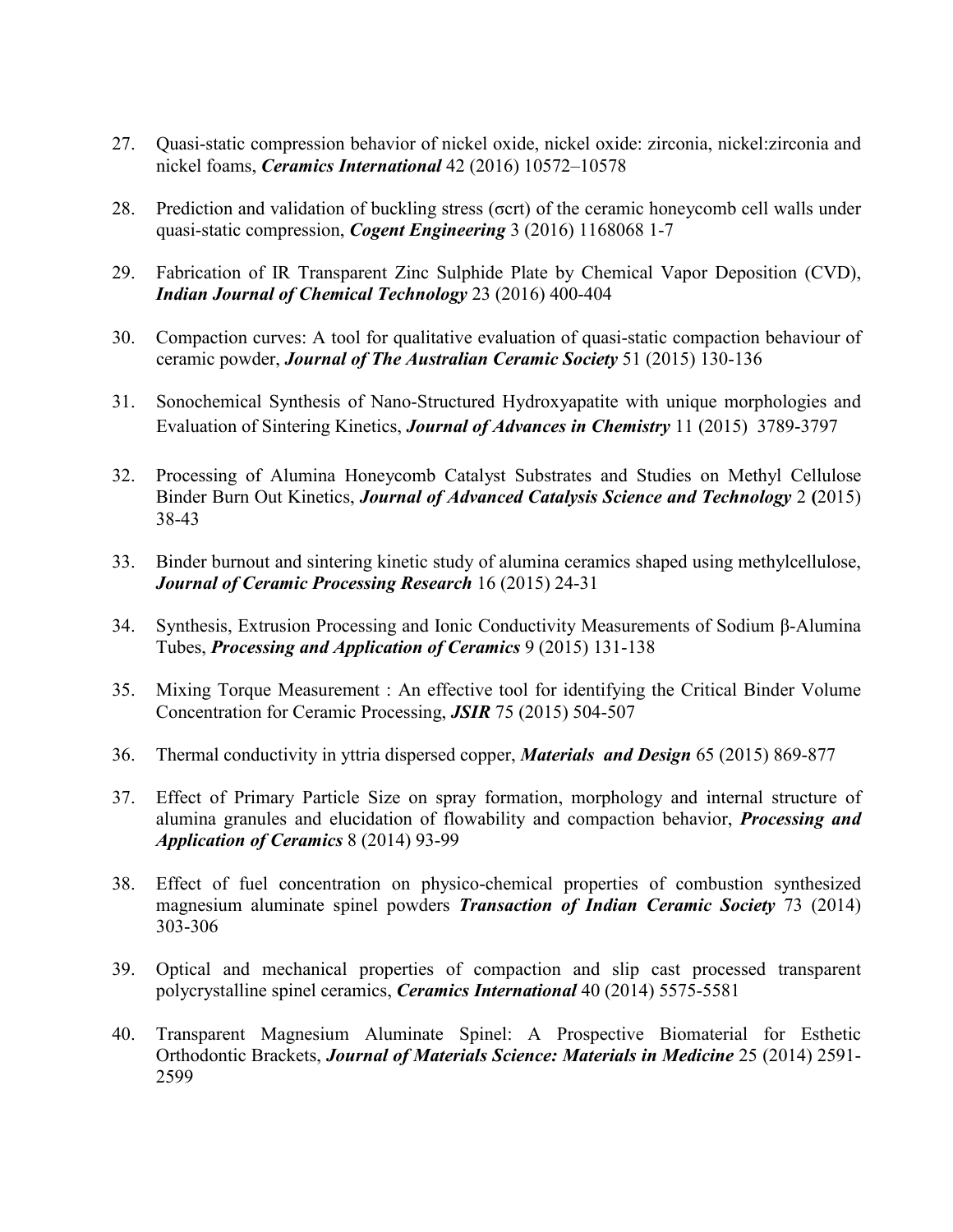27. Quasi-static compression behavior of nickel oxide, nickel oxide: zirconia, nickel:zirconia and nickel foams, ***Ceramics International*** 42 (2016) 10572–10578

28. Prediction and validation of buckling stress (σcrt) of the ceramic honeycomb cell walls under quasi-static compression, ***Cogent Engineering*** 3 (2016) 1168068 1-7

29. Fabrication of IR Transparent Zinc Sulphide Plate by Chemical Vapor Deposition (CVD), ***Indian Journal of Chemical Technology*** 23 (2016) 400-404

30. Compaction curves: A tool for qualitative evaluation of quasi-static compaction behaviour of ceramic powder, ***Journal of The Australian Ceramic Society*** 51 (2015) 130-136

31. Sonochemical Synthesis of Nano-Structured Hydroxyapatite with unique morphologies and Evaluation of Sintering Kinetics, ***Journal of Advances in Chemistry*** 11 (2015) 3789-3797

32. Processing of Alumina Honeycomb Catalyst Substrates and Studies on Methyl Cellulose Binder Burn Out Kinetics, ***Journal of Advanced Catalysis Science and Technology*** 2 **(**2015) 38-43

33. Binder burnout and sintering kinetic study of alumina ceramics shaped using methylcellulose, ***Journal of Ceramic Processing Research*** 16 (2015) 24-31

34. Synthesis, Extrusion Processing and Ionic Conductivity Measurements of Sodium β-Alumina Tubes, ***Processing and Application of Ceramics*** 9 (2015) 131-138

35. Mixing Torque Measurement : An effective tool for identifying the Critical Binder Volume Concentration for Ceramic Processing, ***JSIR*** 75 (2015) 504-507

36. Thermal conductivity in yttria dispersed copper, ***Materials and Design*** 65 (2015) 869-877

37. Effect of Primary Particle Size on spray formation, morphology and internal structure of alumina granules and elucidation of flowability and compaction behavior, ***Processing and Application of Ceramics*** 8 (2014) 93-99

38. Effect of fuel concentration on physico-chemical properties of combustion synthesized magnesium aluminate spinel powders ***Transaction of Indian Ceramic Society*** 73 (2014) 303-306

39. Optical and mechanical properties of compaction and slip cast processed transparent polycrystalline spinel ceramics, ***Ceramics International*** 40 (2014) 5575-5581

40. Transparent Magnesium Aluminate Spinel: A Prospective Biomaterial for Esthetic Orthodontic Brackets, ***Journal of Materials Science: Materials in Medicine*** 25 (2014) 2591-2599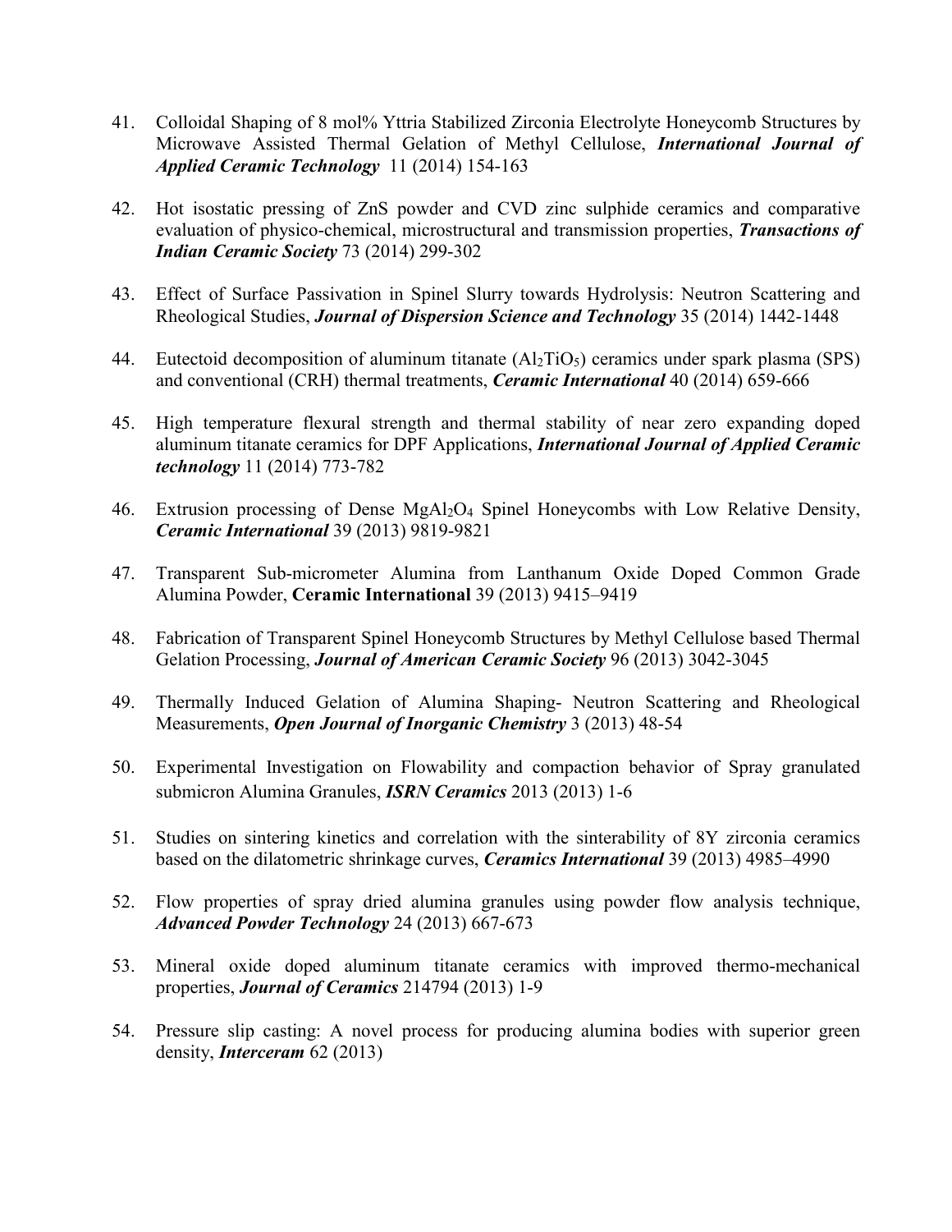41. Colloidal Shaping of 8 mol% Yttria Stabilized Zirconia Electrolyte Honeycomb Structures by Microwave Assisted Thermal Gelation of Methyl Cellulose, ***International Journal of Applied Ceramic Technology*** 11 (2014) 154-163

42. Hot isostatic pressing of ZnS powder and CVD zinc sulphide ceramics and comparative evaluation of physico-chemical, microstructural and transmission properties, ***Transactions of Indian Ceramic Society*** 73 (2014) 299-302

43. Effect of Surface Passivation in Spinel Slurry towards Hydrolysis: Neutron Scattering and Rheological Studies, ***Journal of Dispersion Science and Technology*** 35 (2014) 1442-1448

44. Eutectoid decomposition of aluminum titanate ($Al_2TiO_5$) ceramics under spark plasma (SPS) and conventional (CRH) thermal treatments, ***Ceramic International*** 40 (2014) 659-666

45. High temperature flexural strength and thermal stability of near zero expanding doped aluminum titanate ceramics for DPF Applications, ***International Journal of Applied Ceramic technology*** 11 (2014) 773-782

46. Extrusion processing of Dense $MgAl_2O_4$ Spinel Honeycombs with Low Relative Density, ***Ceramic International*** 39 (2013) 9819-9821

47. Transparent Sub-micrometer Alumina from Lanthanum Oxide Doped Common Grade Alumina Powder, **Ceramic International** 39 (2013) 9415–9419

48. Fabrication of Transparent Spinel Honeycomb Structures by Methyl Cellulose based Thermal Gelation Processing, ***Journal of American Ceramic Society*** 96 (2013) 3042-3045

49. Thermally Induced Gelation of Alumina Shaping- Neutron Scattering and Rheological Measurements, ***Open Journal of Inorganic Chemistry*** 3 (2013) 48-54

50. Experimental Investigation on Flowability and compaction behavior of Spray granulated submicron Alumina Granules, ***ISRN Ceramics*** 2013 (2013) 1-6

51. Studies on sintering kinetics and correlation with the sinterability of 8Y zirconia ceramics based on the dilatometric shrinkage curves, ***Ceramics International*** 39 (2013) 4985–4990

52. Flow properties of spray dried alumina granules using powder flow analysis technique, ***Advanced Powder Technology*** 24 (2013) 667-673

53. Mineral oxide doped aluminum titanate ceramics with improved thermo-mechanical properties, ***Journal of Ceramics*** 214794 (2013) 1-9

54. Pressure slip casting: A novel process for producing alumina bodies with superior green density, ***Interceram*** 62 (2013)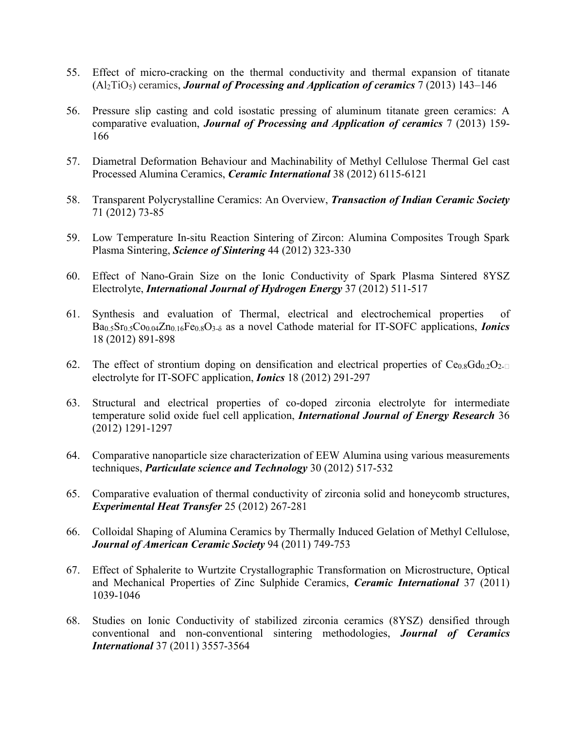55. Effect of micro-cracking on the thermal conductivity and thermal expansion of titanate ($Al_2TiO_5$) ceramics, ***Journal of Processing and Application of ceramics*** 7 (2013) 143–146

56. Pressure slip casting and cold isostatic pressing of aluminum titanate green ceramics: A comparative evaluation, ***Journal of Processing and Application of ceramics*** 7 (2013) 159-166

57. Diametral Deformation Behaviour and Machinability of Methyl Cellulose Thermal Gel cast Processed Alumina Ceramics, ***Ceramic International*** 38 (2012) 6115-6121

58. Transparent Polycrystalline Ceramics: An Overview, ***Transaction of Indian Ceramic Society*** 71 (2012) 73-85

59. Low Temperature In-situ Reaction Sintering of Zircon: Alumina Composites Trough Spark Plasma Sintering, ***Science of Sintering*** 44 (2012) 323-330

60. Effect of Nano-Grain Size on the Ionic Conductivity of Spark Plasma Sintered 8YSZ Electrolyte, ***International Journal of Hydrogen Energy*** 37 (2012) 511-517

61. Synthesis and evaluation of Thermal, electrical and electrochemical properties of $Ba_{0.5}Sr_{0.5}Co_{0.04}Zn_{0.16}Fe_{0.8}O_{3-\delta}$ as a novel Cathode material for IT-SOFC applications, ***Ionics*** 18 (2012) 891-898

62. The effect of strontium doping on densification and electrical properties of $Ce_{0.8}Gd_{0.2}O_{2-\delta}$ electrolyte for IT-SOFC application, ***Ionics*** 18 (2012) 291-297

63. Structural and electrical properties of co-doped zirconia electrolyte for intermediate temperature solid oxide fuel cell application, ***International Journal of Energy Research*** 36 (2012) 1291-1297

64. Comparative nanoparticle size characterization of EEW Alumina using various measurements techniques, ***Particulate science and Technology*** 30 (2012) 517-532

65. Comparative evaluation of thermal conductivity of zirconia solid and honeycomb structures, ***Experimental Heat Transfer*** 25 (2012) 267-281

66. Colloidal Shaping of Alumina Ceramics by Thermally Induced Gelation of Methyl Cellulose, ***Journal of American Ceramic Society*** 94 (2011) 749-753

67. Effect of Sphalerite to Wurtzite Crystallographic Transformation on Microstructure, Optical and Mechanical Properties of Zinc Sulphide Ceramics, ***Ceramic International*** 37 (2011) 1039-1046

68. Studies on Ionic Conductivity of stabilized zirconia ceramics (8YSZ) densified through conventional and non-conventional sintering methodologies, ***Journal of Ceramics International*** 37 (2011) 3557-3564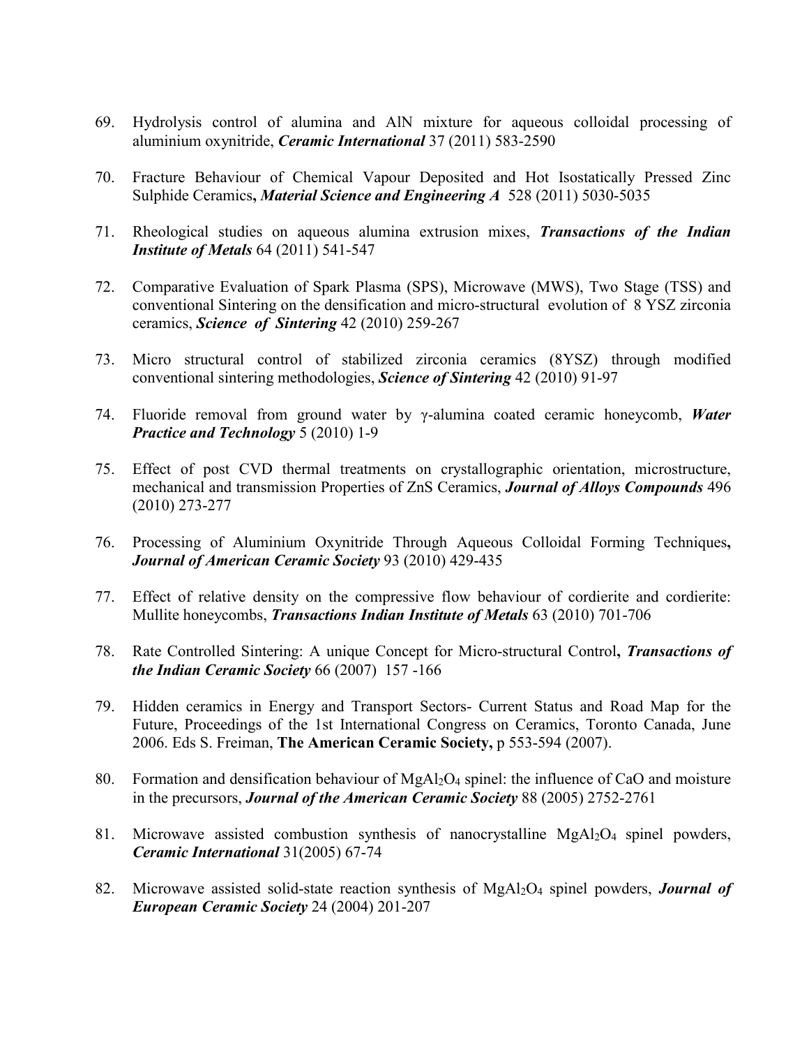69. Hydrolysis control of alumina and AlN mixture for aqueous colloidal processing of aluminium oxynitride, ***Ceramic International*** 37 (2011) 583-2590

70. Fracture Behaviour of Chemical Vapour Deposited and Hot Isostatically Pressed Zinc Sulphide Ceramics**,** ***Material Science and Engineering A*** 528 (2011) 5030-5035

71. Rheological studies on aqueous alumina extrusion mixes, ***Transactions of the Indian Institute of Metals*** 64 (2011) 541-547

72. Comparative Evaluation of Spark Plasma (SPS), Microwave (MWS), Two Stage (TSS) and conventional Sintering on the densification and micro-structural evolution of 8 YSZ zirconia ceramics, ***Science of Sintering*** 42 (2010) 259-267

73. Micro structural control of stabilized zirconia ceramics (8YSZ) through modified conventional sintering methodologies, ***Science of Sintering*** 42 (2010) 91-97

74. Fluoride removal from ground water by $\gamma$-alumina coated ceramic honeycomb, ***Water Practice and Technology*** 5 (2010) 1-9

75. Effect of post CVD thermal treatments on crystallographic orientation, microstructure, mechanical and transmission Properties of ZnS Ceramics, ***Journal of Alloys Compounds*** 496 (2010) 273-277

76. Processing of Aluminium Oxynitride Through Aqueous Colloidal Forming Techniques**,** ***Journal of American Ceramic Society*** 93 (2010) 429-435

77. Effect of relative density on the compressive flow behaviour of cordierite and cordierite: Mullite honeycombs, ***Transactions Indian Institute of Metals*** 63 (2010) 701-706

78. Rate Controlled Sintering: A unique Concept for Micro-structural Control**,** ***Transactions of the Indian Ceramic Society*** 66 (2007) 157 -166

79. Hidden ceramics in Energy and Transport Sectors- Current Status and Road Map for the Future, Proceedings of the 1st International Congress on Ceramics, Toronto Canada, June 2006. Eds S. Freiman, **The American Ceramic Society,** p 553-594 (2007).

80. Formation and densification behaviour of $MgAl_2O_4$ spinel: the influence of CaO and moisture in the precursors, ***Journal of the American Ceramic Society*** 88 (2005) 2752-2761

81. Microwave assisted combustion synthesis of nanocrystalline $MgAl_2O_4$ spinel powders, ***Ceramic International*** 31(2005) 67-74

82. Microwave assisted solid-state reaction synthesis of $MgAl_2O_4$ spinel powders, ***Journal of European Ceramic Society*** 24 (2004) 201-207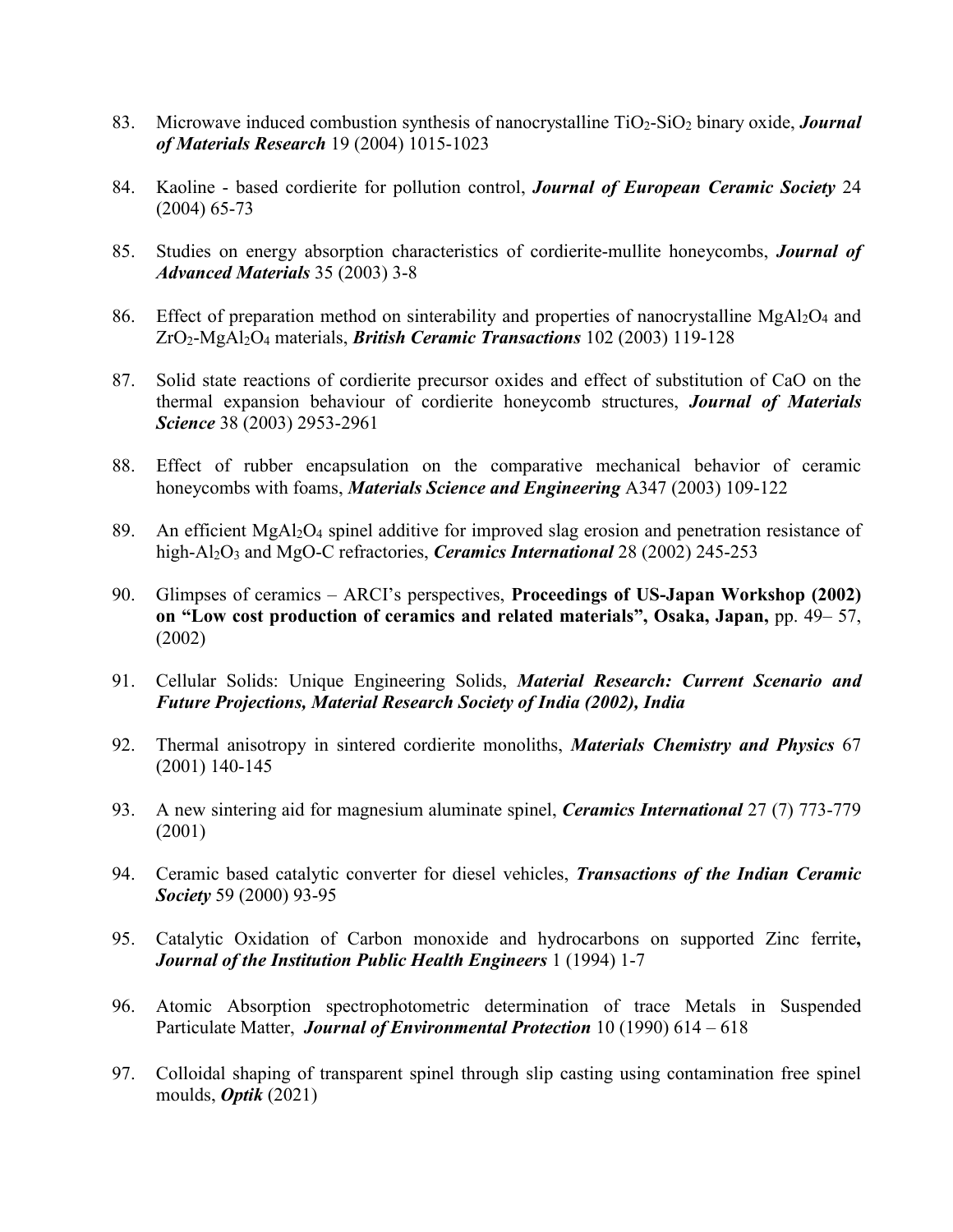83. Microwave induced combustion synthesis of nanocrystalline $TiO_2$-$SiO_2$ binary oxide, ***Journal of Materials Research*** 19 (2004) 1015-1023

84. Kaoline - based cordierite for pollution control, ***Journal of European Ceramic Society*** 24 (2004) 65-73

85. Studies on energy absorption characteristics of cordierite-mullite honeycombs, ***Journal of Advanced Materials*** 35 (2003) 3-8

86. Effect of preparation method on sinterability and properties of nanocrystalline $MgAl_2O_4$ and $ZrO_2$-$MgAl_2O_4$ materials, ***British Ceramic Transactions*** 102 (2003) 119-128

87. Solid state reactions of cordierite precursor oxides and effect of substitution of CaO on the thermal expansion behaviour of cordierite honeycomb structures, ***Journal of Materials Science*** 38 (2003) 2953-2961

88. Effect of rubber encapsulation on the comparative mechanical behavior of ceramic honeycombs with foams, ***Materials Science and Engineering*** A347 (2003) 109-122

89. An efficient $MgAl_2O_4$ spinel additive for improved slag erosion and penetration resistance of high-$Al_2O_3$ and MgO-C refractories, ***Ceramics International*** 28 (2002) 245-253

90. Glimpses of ceramics – ARCI's perspectives, **Proceedings of US-Japan Workshop (2002) on "Low cost production of ceramics and related materials", Osaka, Japan,** pp. 49– 57, (2002)

91. Cellular Solids: Unique Engineering Solids, ***Material Research: Current Scenario and Future Projections, Material Research Society of India (2002), India***

92. Thermal anisotropy in sintered cordierite monoliths, ***Materials Chemistry and Physics*** 67 (2001) 140-145

93. A new sintering aid for magnesium aluminate spinel, ***Ceramics International*** 27 (7) 773-779 (2001)

94. Ceramic based catalytic converter for diesel vehicles, ***Transactions of the Indian Ceramic Society*** 59 (2000) 93-95

95. Catalytic Oxidation of Carbon monoxide and hydrocarbons on supported Zinc ferrite**,** ***Journal of the Institution Public Health Engineers*** 1 (1994) 1-7

96. Atomic Absorption spectrophotometric determination of trace Metals in Suspended Particulate Matter, ***Journal of Environmental Protection*** 10 (1990) 614 – 618

97. Colloidal shaping of transparent spinel through slip casting using contamination free spinel moulds, ***Optik*** (2021)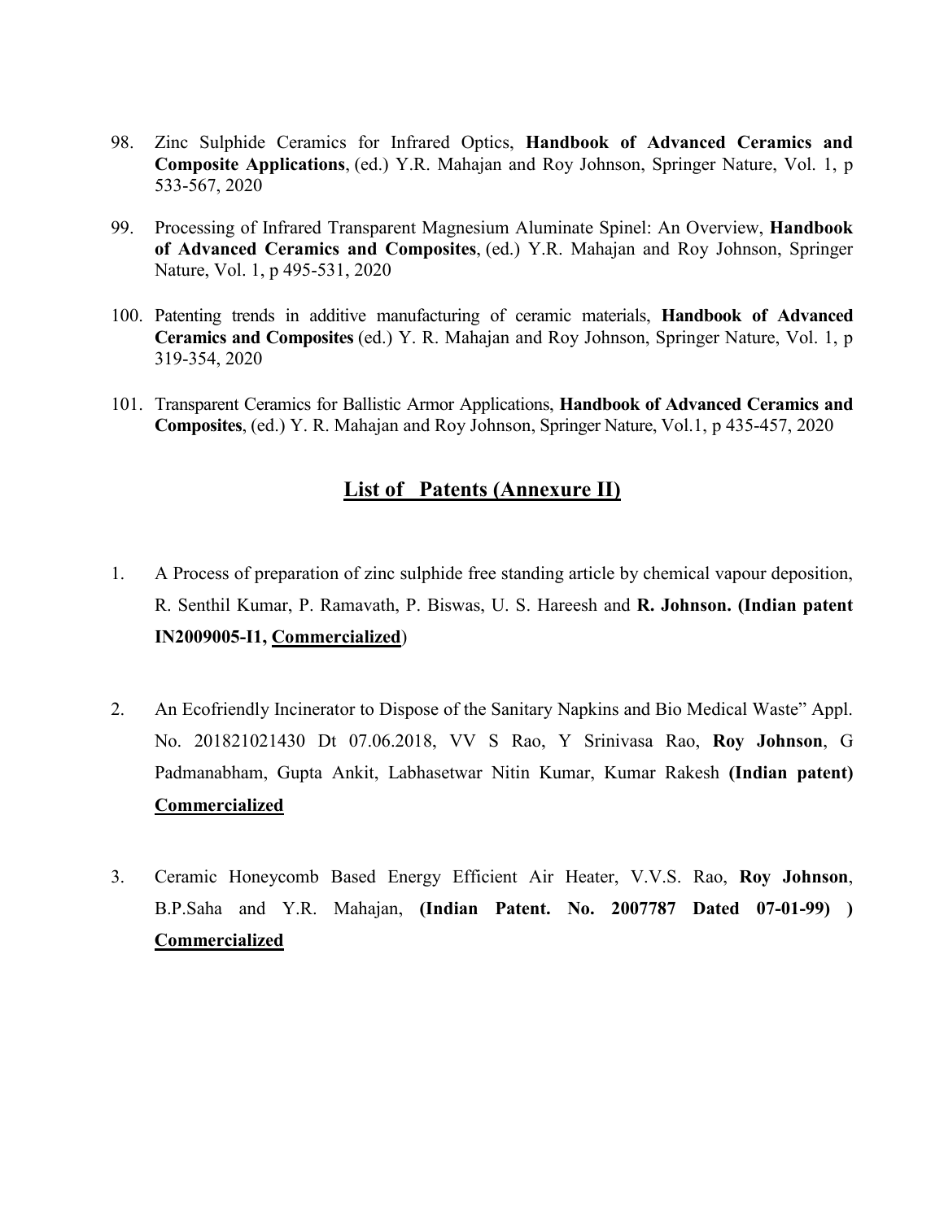98. Zinc Sulphide Ceramics for Infrared Optics, **Handbook of Advanced Ceramics and Composite Applications**, (ed.) Y.R. Mahajan and Roy Johnson, Springer Nature, Vol. 1, p 533-567, 2020

99. Processing of Infrared Transparent Magnesium Aluminate Spinel: An Overview, **Handbook of Advanced Ceramics and Composites**, (ed.) Y.R. Mahajan and Roy Johnson, Springer Nature, Vol. 1, p 495-531, 2020

100. Patenting trends in additive manufacturing of ceramic materials, **Handbook of Advanced Ceramics and Composites** (ed.) Y. R. Mahajan and Roy Johnson, Springer Nature, Vol. 1, p 319-354, 2020

101. Transparent Ceramics for Ballistic Armor Applications, **Handbook of Advanced Ceramics and Composites**, (ed.) Y. R. Mahajan and Roy Johnson, Springer Nature, Vol.1, p 435-457, 2020

## List of Patents (Annexure II)

1. A Process of preparation of zinc sulphide free standing article by chemical vapour deposition, R. Senthil Kumar, P. Ramavath, P. Biswas, U. S. Hareesh and **R. Johnson. (Indian patent IN2009005-I1, Commercialized**)

2. An Ecofriendly Incinerator to Dispose of the Sanitary Napkins and Bio Medical Waste" Appl. No. 201821021430 Dt 07.06.2018, VV S Rao, Y Srinivasa Rao, **Roy Johnson**, G Padmanabham, Gupta Ankit, Labhasetwar Nitin Kumar, Kumar Rakesh **(Indian patent) Commercialized**

3. Ceramic Honeycomb Based Energy Efficient Air Heater, V.V.S. Rao, **Roy Johnson**, B.P.Saha and Y.R. Mahajan, **(Indian Patent. No. 2007787 Dated 07-01-99) ) Commercialized**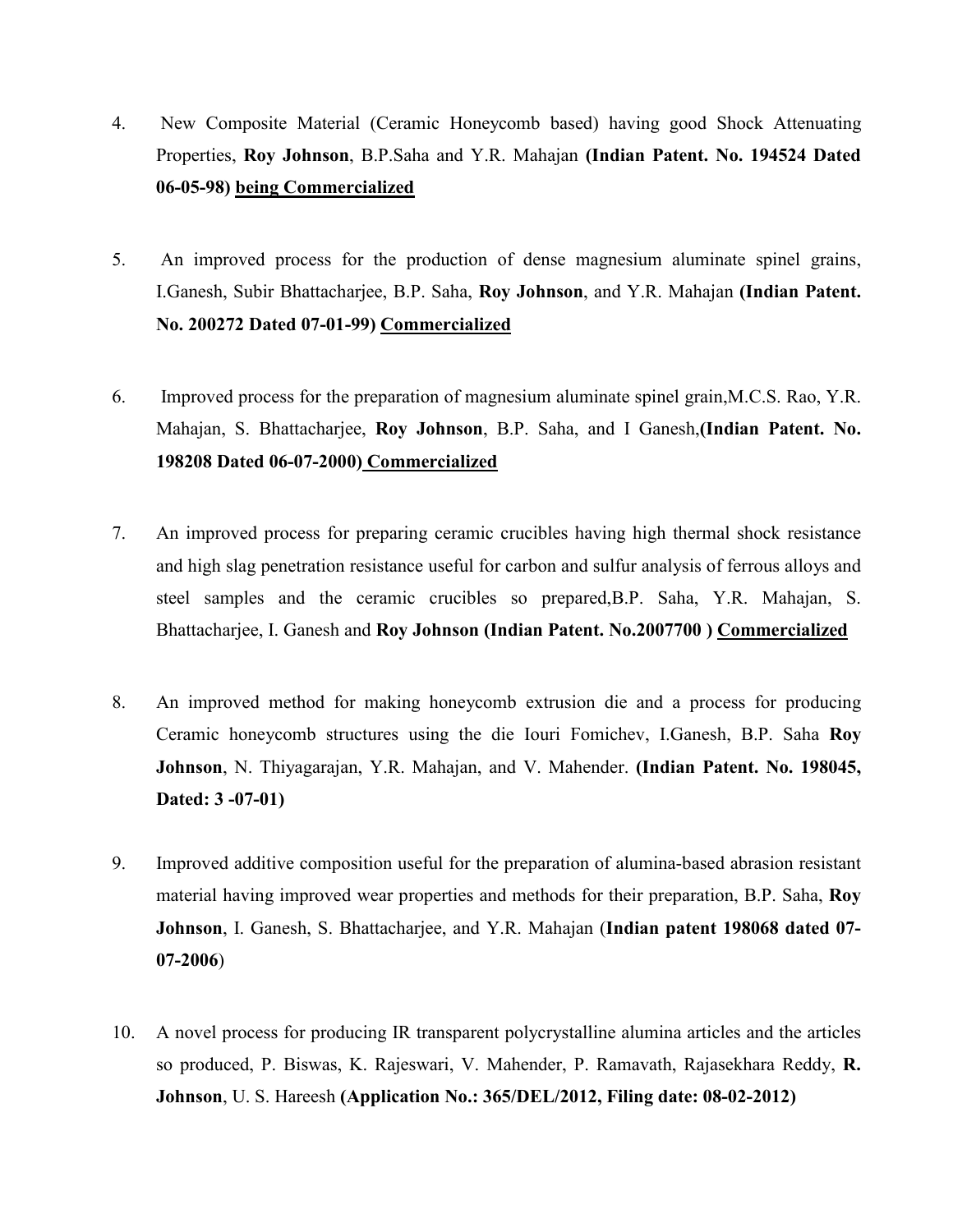4. New Composite Material (Ceramic Honeycomb based) having good Shock Attenuating Properties, **Roy Johnson**, B.P.Saha and Y.R. Mahajan **(Indian Patent. No. 194524 Dated 06-05-98)** **<u>being Commercialized</u>**

5. An improved process for the production of dense magnesium aluminate spinel grains, I.Ganesh, Subir Bhattacharjee, B.P. Saha, **Roy Johnson**, and Y.R. Mahajan **(Indian Patent. No. 200272 Dated 07-01-99)** **<u>Commercialized</u>**

6. Improved process for the preparation of magnesium aluminate spinel grain,M.C.S. Rao, Y.R. Mahajan, S. Bhattacharjee, **Roy Johnson**, B.P. Saha, and I Ganesh,**(Indian Patent. No. 198208 Dated 06-07-2000)** **<u>Commercialized</u>**

7. An improved process for preparing ceramic crucibles having high thermal shock resistance and high slag penetration resistance useful for carbon and sulfur analysis of ferrous alloys and steel samples and the ceramic crucibles so prepared,B.P. Saha, Y.R. Mahajan, S. Bhattacharjee, I. Ganesh and **Roy Johnson (Indian Patent. No.2007700 )** **<u>Commercialized</u>**

8. An improved method for making honeycomb extrusion die and a process for producing Ceramic honeycomb structures using the die Iouri Fomichev, I.Ganesh, B.P. Saha **Roy Johnson**, N. Thiyagarajan, Y.R. Mahajan, and V. Mahender. **(Indian Patent. No. 198045, Dated: 3 -07-01)**

9. Improved additive composition useful for the preparation of alumina-based abrasion resistant material having improved wear properties and methods for their preparation, B.P. Saha, **Roy Johnson**, I. Ganesh, S. Bhattacharjee, and Y.R. Mahajan (**Indian patent 198068 dated 07-07-2006**)

10. A novel process for producing IR transparent polycrystalline alumina articles and the articles so produced, P. Biswas, K. Rajeswari, V. Mahender, P. Ramavath, Rajasekhara Reddy, **R. Johnson**, U. S. Hareesh **(Application No.: 365/DEL/2012, Filing date: 08-02-2012)**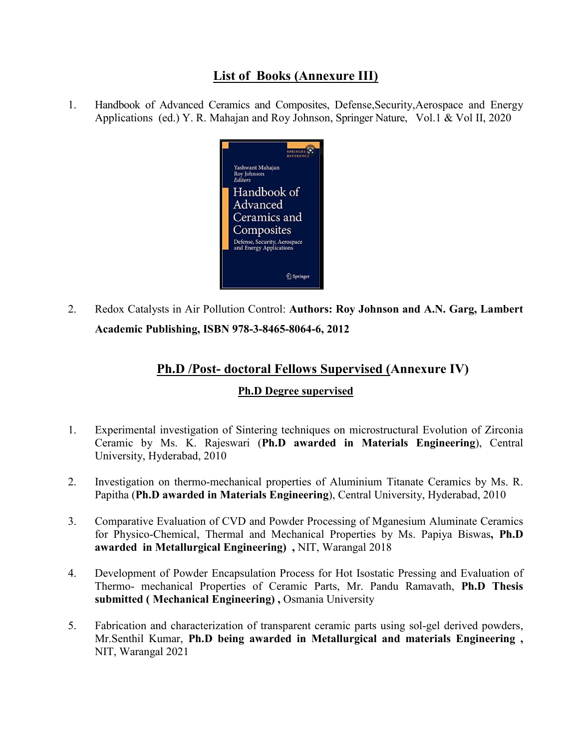## List of Books (Annexure III)

1. Handbook of Advanced Ceramics and Composites, Defense,Security,Aerospace and Energy Applications (ed.) Y. R. Mahajan and Roy Johnson, Springer Nature, Vol.1 & Vol II, 2020

2. Redox Catalysts in Air Pollution Control: **Authors: Roy Johnson and A.N. Garg, Lambert Academic Publishing, ISBN 978-3-8465-8064-6, 2012**

## Ph.D /Post- doctoral Fellows Supervised (Annexure IV)

### Ph.D Degree supervised

1. Experimental investigation of Sintering techniques on microstructural Evolution of Zirconia Ceramic by Ms. K. Rajeswari (**Ph.D awarded in Materials Engineering**), Central University, Hyderabad, 2010

2. Investigation on thermo-mechanical properties of Aluminium Titanate Ceramics by Ms. R. Papitha (**Ph.D awarded in Materials Engineering**), Central University, Hyderabad, 2010

3. Comparative Evaluation of CVD and Powder Processing of Mganesium Aluminate Ceramics for Physico-Chemical, Thermal and Mechanical Properties by Ms. Papiya Biswas**, Ph.D awarded in Metallurgical Engineering) ,** NIT, Warangal 2018

4. Development of Powder Encapsulation Process for Hot Isostatic Pressing and Evaluation of Thermo- mechanical Properties of Ceramic Parts, Mr. Pandu Ramavath, **Ph.D Thesis submitted ( Mechanical Engineering) ,** Osmania University

5. Fabrication and characterization of transparent ceramic parts using sol-gel derived powders, Mr.Senthil Kumar, **Ph.D being awarded in Metallurgical and materials Engineering ,** NIT, Warangal 2021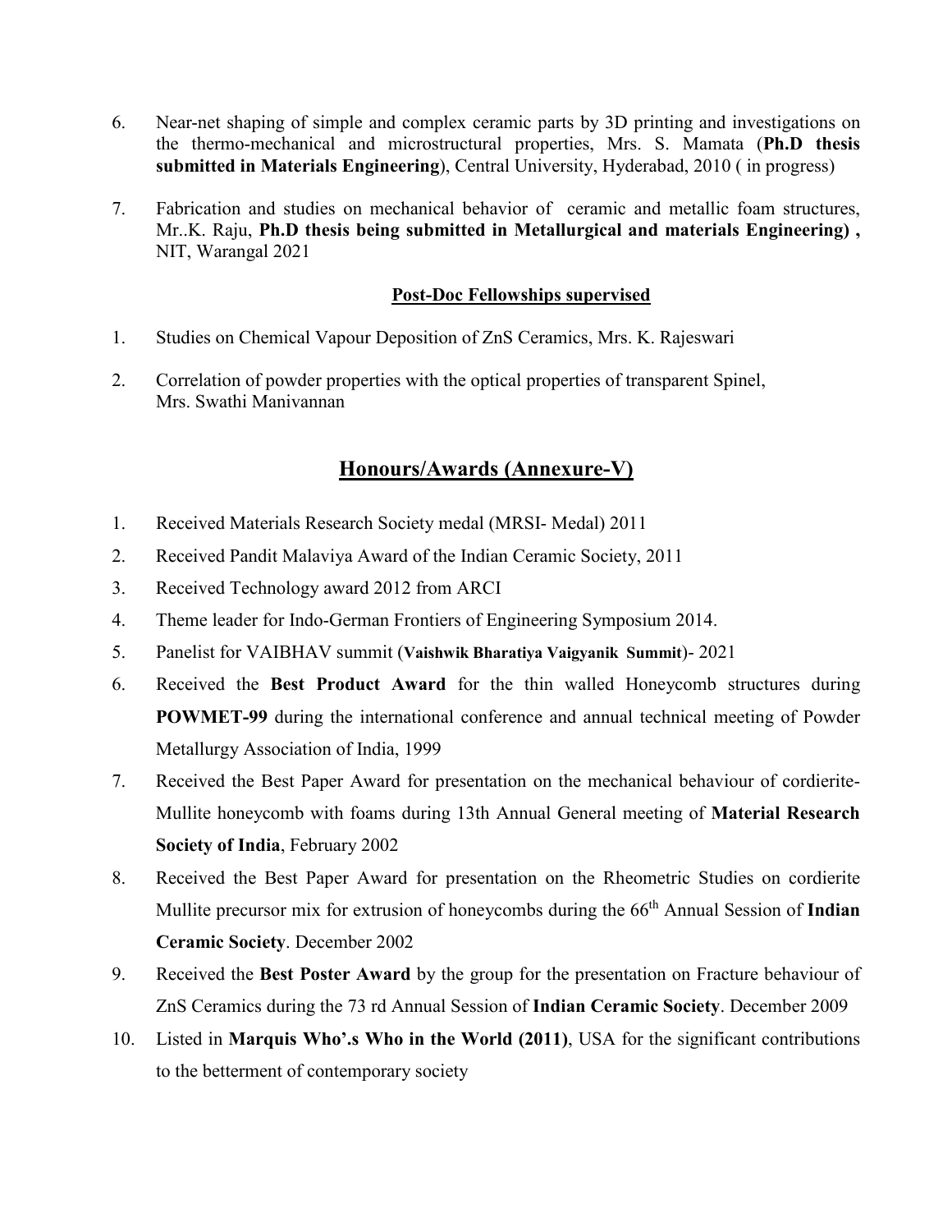6. Near-net shaping of simple and complex ceramic parts by 3D printing and investigations on the thermo-mechanical and microstructural properties, Mrs. S. Mamata (**Ph.D thesis submitted in Materials Engineering**), Central University, Hyderabad, 2010 ( in progress)

7. Fabrication and studies on mechanical behavior of ceramic and metallic foam structures, Mr..K. Raju, **Ph.D thesis being submitted in Metallurgical and materials Engineering) ,** NIT, Warangal 2021

**Post-Doc Fellowships supervised**

1. Studies on Chemical Vapour Deposition of ZnS Ceramics, Mrs. K. Rajeswari

2. Correlation of powder properties with the optical properties of transparent Spinel, Mrs. Swathi Manivannan

## Honours/Awards (Annexure-V)

1. Received Materials Research Society medal (MRSI- Medal) 2011
2. Received Pandit Malaviya Award of the Indian Ceramic Society, 2011
3. Received Technology award 2012 from ARCI
4. Theme leader for Indo-German Frontiers of Engineering Symposium 2014.
5. Panelist for VAIBHAV summit (**Vaishwik Bharatiya Vaigyanik Summit**)- 2021
6. Received the **Best Product Award** for the thin walled Honeycomb structures during **POWMET-99** during the international conference and annual technical meeting of Powder Metallurgy Association of India, 1999
7. Received the Best Paper Award for presentation on the mechanical behaviour of cordierite-Mullite honeycomb with foams during 13th Annual General meeting of **Material Research Society of India**, February 2002
8. Received the Best Paper Award for presentation on the Rheometric Studies on cordierite Mullite precursor mix for extrusion of honeycombs during the $66^{th}$ Annual Session of **Indian Ceramic Society**. December 2002
9. Received the **Best Poster Award** by the group for the presentation on Fracture behaviour of ZnS Ceramics during the 73 rd Annual Session of **Indian Ceramic Society**. December 2009
10. Listed in **Marquis Who'.s Who in the World (2011)**, USA for the significant contributions to the betterment of contemporary society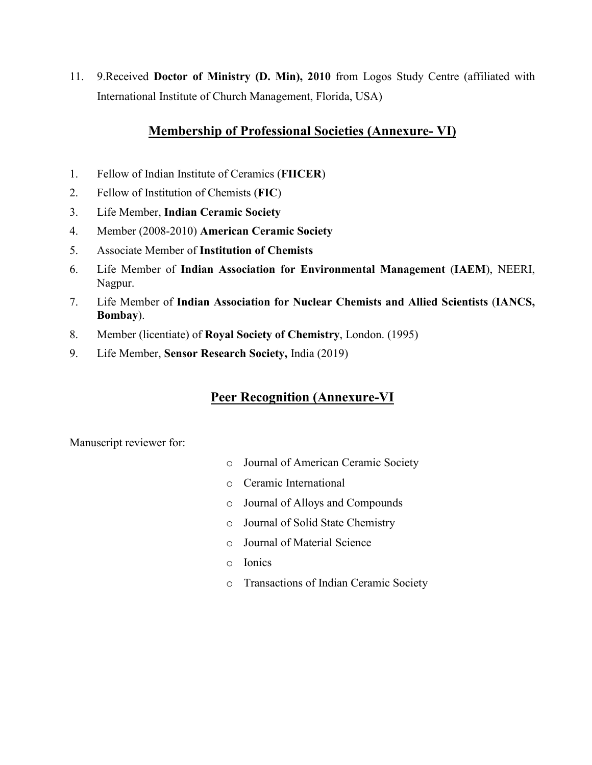11. 9.Received **Doctor of Ministry (D. Min), 2010** from Logos Study Centre (affiliated with International Institute of Church Management, Florida, USA)

## Membership of Professional Societies (Annexure- VI)

1. Fellow of Indian Institute of Ceramics (**FIICER**)
2. Fellow of Institution of Chemists (**FIC**)
3. Life Member, **Indian Ceramic Society**
4. Member (2008-2010) **American Ceramic Society**
5. Associate Member of **Institution of Chemists**
6. Life Member of **Indian Association for Environmental Management** (**IAEM**), NEERI, Nagpur.
7. Life Member of **Indian Association for Nuclear Chemists and Allied Scientists** (**IANCS, Bombay**).
8. Member (licentiate) of **Royal Society of Chemistry**, London. (1995)
9. Life Member, **Sensor Research Society,** India (2019)

## Peer Recognition (Annexure-VI

Manuscript reviewer for:

- Journal of American Ceramic Society
- Ceramic International
- Journal of Alloys and Compounds
- Journal of Solid State Chemistry
- Journal of Material Science
- Ionics
- Transactions of Indian Ceramic Society